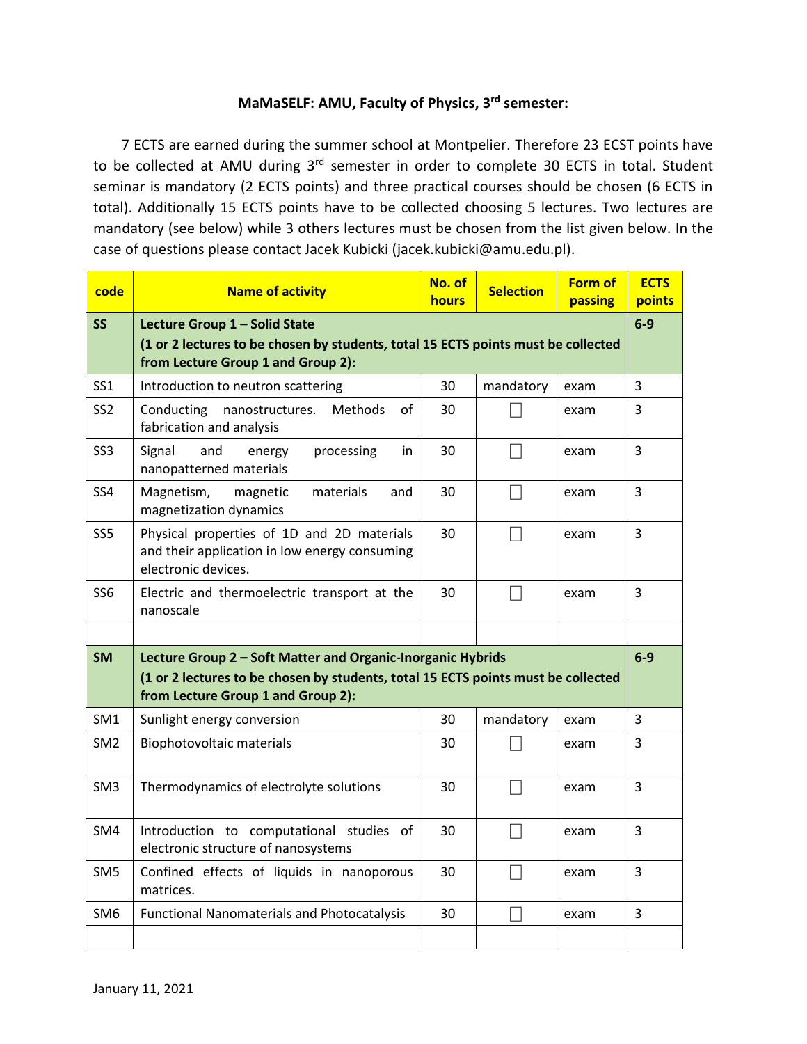# MaMaSELF: AMU, Faculty of Physics, 3rd semester:

7 ECTS are earned during the summer school at Montpelier. Therefore 23 ECST points have to be collected at AMU during 3rd semester in order to complete 30 ECTS in total. Student seminar is mandatory (2 ECTS points) and three practical courses should be chosen (6 ECTS in total). Additionally 15 ECTS points have to be collected choosing 5 lectures. Two lectures are mandatory (see below) while 3 others lectures must be chosen from the list given below. In the case of questions please contact Jacek Kubicki (jacek.kubicki@amu.edu.pl).

| code | Name of activity | No. of hours | Selection | Form of passing | ECTS points |
|---|---|---|---|---|---|
| **SS** | **Lecture Group 1 – Solid State** **(1 or 2 lectures to be chosen by students, total 15 ECTS points must be collected from Lecture Group 1 and Group 2):** | | | | **6-9** |
| SS1 | Introduction to neutron scattering | 30 | mandatory | exam | 3 |
| SS2 | Conducting nanostructures. Methods of fabrication and analysis | 30 | ☐ | exam | 3 |
| SS3 | Signal and energy processing in nanopatterned materials | 30 | ☐ | exam | 3 |
| SS4 | Magnetism, magnetic materials and magnetization dynamics | 30 | ☐ | exam | 3 |
| SS5 | Physical properties of 1D and 2D materials and their application in low energy consuming electronic devices. | 30 | ☐ | exam | 3 |
| SS6 | Electric and thermoelectric transport at the nanoscale | 30 | ☐ | exam | 3 |
| | | | | | |
| **SM** | **Lecture Group 2 – Soft Matter and Organic-Inorganic Hybrids** **(1 or 2 lectures to be chosen by students, total 15 ECTS points must be collected from Lecture Group 1 and Group 2):** | | | | **6-9** |
| SM1 | Sunlight energy conversion | 30 | mandatory | exam | 3 |
| SM2 | Biophotovoltaic materials | 30 | ☐ | exam | 3 |
| SM3 | Thermodynamics of electrolyte solutions | 30 | ☐ | exam | 3 |
| SM4 | Introduction to computational studies of electronic structure of nanosystems | 30 | ☐ | exam | 3 |
| SM5 | Confined effects of liquids in nanoporous matrices. | 30 | ☐ | exam | 3 |
| SM6 | Functional Nanomaterials and Photocatalysis | 30 | ☐ | exam | 3 |
| | | | | | |

January 11, 2021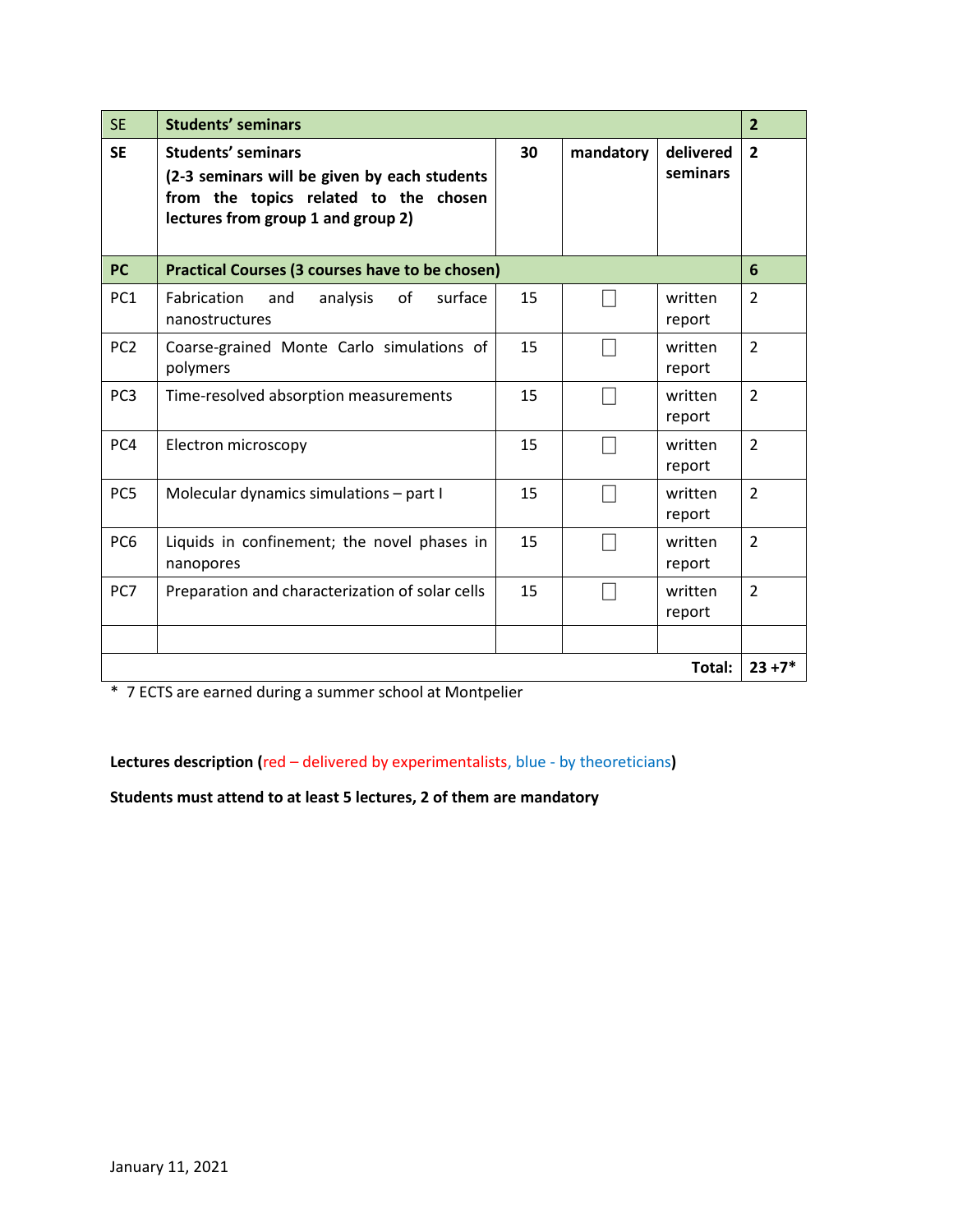| SE | Students' seminars | | | | 2 |
|---|---|---|---|---|---|
| **SE** | **Students' seminars** **(2-3 seminars will be given by each students from the topics related to the chosen lectures from group 1 and group 2)** | **30** | **mandatory** | **delivered seminars** | **2** |
| **PC** | **Practical Courses (3 courses have to be chosen)** | | | | **6** |
| PC1 | Fabrication and analysis of surface nanostructures | 15 | ☐ | written report | 2 |
| PC2 | Coarse-grained Monte Carlo simulations of polymers | 15 | ☐ | written report | 2 |
| PC3 | Time-resolved absorption measurements | 15 | ☐ | written report | 2 |
| PC4 | Electron microscopy | 15 | ☐ | written report | 2 |
| PC5 | Molecular dynamics simulations – part I | 15 | ☐ | written report | 2 |
| PC6 | Liquids in confinement; the novel phases in nanopores | 15 | ☐ | written report | 2 |
| PC7 | Preparation and characterization of solar cells | 15 | ☐ | written report | 2 |
| | | | | | |
| | | | | **Total:** | **23 +7*** |

* 7 ECTS are earned during a summer school at Montpelier

**Lectures description (**red – delivered by experimentalists, blue - by theoreticians**)**

**Students must attend to at least 5 lectures, 2 of them are mandatory**

January 11, 2021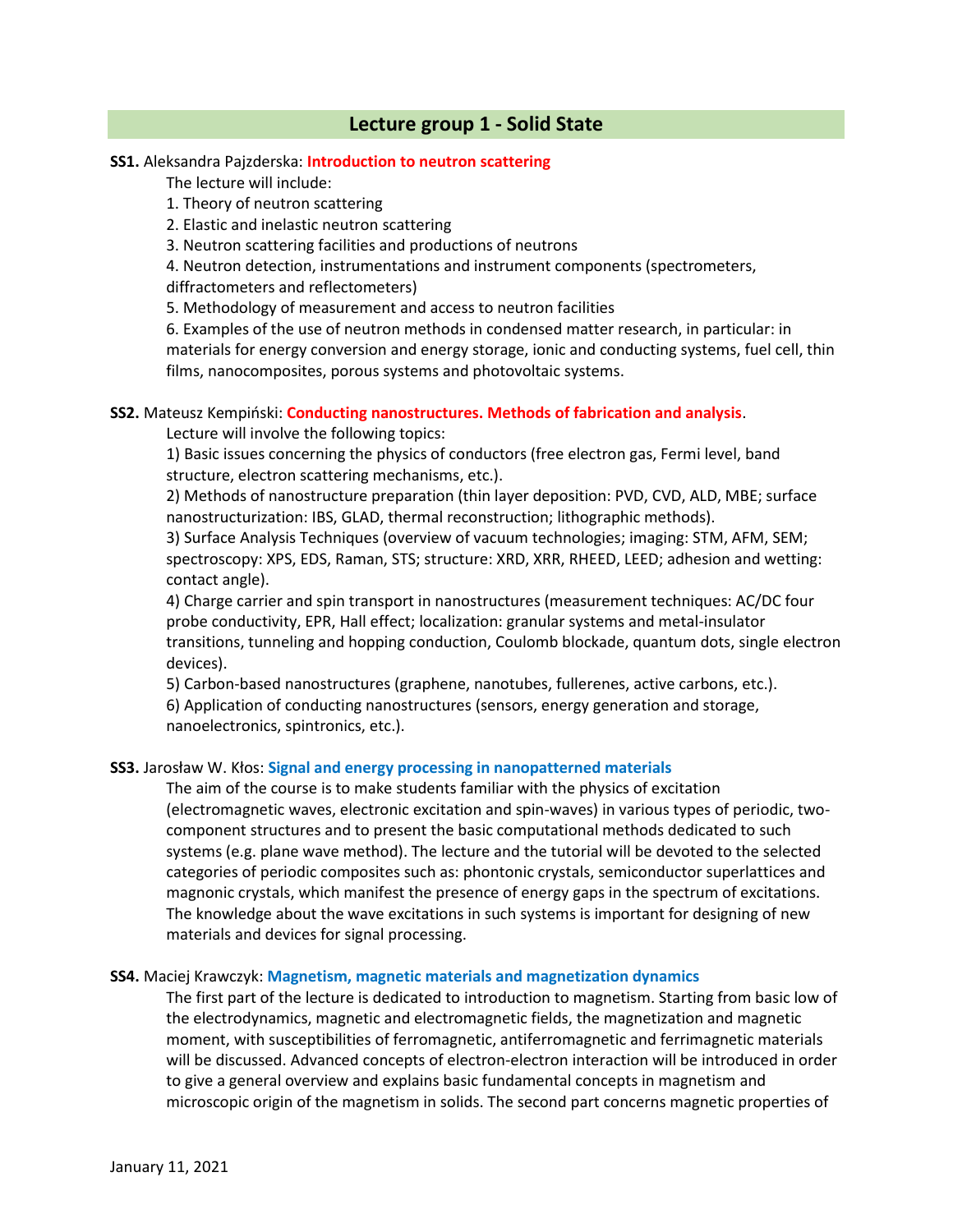## Lecture group 1 - Solid State

**SS1.** Aleksandra Pajzderska: **Introduction to neutron scattering**

The lecture will include:

1. Theory of neutron scattering
2. Elastic and inelastic neutron scattering
3. Neutron scattering facilities and productions of neutrons
4. Neutron detection, instrumentations and instrument components (spectrometers, diffractometers and reflectometers)
5. Methodology of measurement and access to neutron facilities
6. Examples of the use of neutron methods in condensed matter research, in particular: in materials for energy conversion and energy storage, ionic and conducting systems, fuel cell, thin films, nanocomposites, porous systems and photovoltaic systems.

**SS2.** Mateusz Kempiński: **Conducting nanostructures. Methods of fabrication and analysis**.

Lecture will involve the following topics:

1) Basic issues concerning the physics of conductors (free electron gas, Fermi level, band structure, electron scattering mechanisms, etc.).
2) Methods of nanostructure preparation (thin layer deposition: PVD, CVD, ALD, MBE; surface nanostructurization: IBS, GLAD, thermal reconstruction; lithographic methods).
3) Surface Analysis Techniques (overview of vacuum technologies; imaging: STM, AFM, SEM; spectroscopy: XPS, EDS, Raman, STS; structure: XRD, XRR, RHEED, LEED; adhesion and wetting: contact angle).
4) Charge carrier and spin transport in nanostructures (measurement techniques: AC/DC four probe conductivity, EPR, Hall effect; localization: granular systems and metal-insulator transitions, tunneling and hopping conduction, Coulomb blockade, quantum dots, single electron devices).
5) Carbon-based nanostructures (graphene, nanotubes, fullerenes, active carbons, etc.).
6) Application of conducting nanostructures (sensors, energy generation and storage, nanoelectronics, spintronics, etc.).

**SS3.** Jarosław W. Kłos: **Signal and energy processing in nanopatterned materials**

The aim of the course is to make students familiar with the physics of excitation (electromagnetic waves, electronic excitation and spin-waves) in various types of periodic, two-component structures and to present the basic computational methods dedicated to such systems (e.g. plane wave method). The lecture and the tutorial will be devoted to the selected categories of periodic composites such as: phontonic crystals, semiconductor superlattices and magnonic crystals, which manifest the presence of energy gaps in the spectrum of excitations. The knowledge about the wave excitations in such systems is important for designing of new materials and devices for signal processing.

**SS4.** Maciej Krawczyk: **Magnetism, magnetic materials and magnetization dynamics**

The first part of the lecture is dedicated to introduction to magnetism. Starting from basic low of the electrodynamics, magnetic and electromagnetic fields, the magnetization and magnetic moment, with susceptibilities of ferromagnetic, antiferromagnetic and ferrimagnetic materials will be discussed. Advanced concepts of electron-electron interaction will be introduced in order to give a general overview and explains basic fundamental concepts in magnetism and microscopic origin of the magnetism in solids. The second part concerns magnetic properties of

January 11, 2021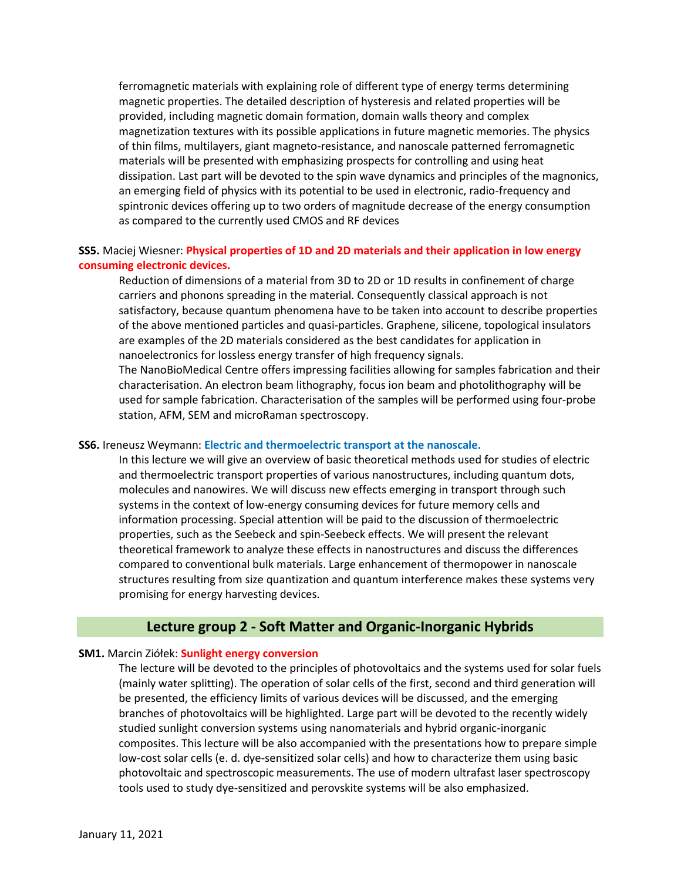ferromagnetic materials with explaining role of different type of energy terms determining magnetic properties. The detailed description of hysteresis and related properties will be provided, including magnetic domain formation, domain walls theory and complex magnetization textures with its possible applications in future magnetic memories. The physics of thin films, multilayers, giant magneto-resistance, and nanoscale patterned ferromagnetic materials will be presented with emphasizing prospects for controlling and using heat dissipation. Last part will be devoted to the spin wave dynamics and principles of the magnonics, an emerging field of physics with its potential to be used in electronic, radio-frequency and spintronic devices offering up to two orders of magnitude decrease of the energy consumption as compared to the currently used CMOS and RF devices

**SS5.** Maciej Wiesner: **Physical properties of 1D and 2D materials and their application in low energy consuming electronic devices.**

Reduction of dimensions of a material from 3D to 2D or 1D results in confinement of charge carriers and phonons spreading in the material. Consequently classical approach is not satisfactory, because quantum phenomena have to be taken into account to describe properties of the above mentioned particles and quasi-particles. Graphene, silicene, topological insulators are examples of the 2D materials considered as the best candidates for application in nanoelectronics for lossless energy transfer of high frequency signals.

The NanoBioMedical Centre offers impressing facilities allowing for samples fabrication and their characterisation. An electron beam lithography, focus ion beam and photolithography will be used for sample fabrication. Characterisation of the samples will be performed using four-probe station, AFM, SEM and microRaman spectroscopy.

**SS6.** Ireneusz Weymann: **Electric and thermoelectric transport at the nanoscale.**

In this lecture we will give an overview of basic theoretical methods used for studies of electric and thermoelectric transport properties of various nanostructures, including quantum dots, molecules and nanowires. We will discuss new effects emerging in transport through such systems in the context of low-energy consuming devices for future memory cells and information processing. Special attention will be paid to the discussion of thermoelectric properties, such as the Seebeck and spin-Seebeck effects. We will present the relevant theoretical framework to analyze these effects in nanostructures and discuss the differences compared to conventional bulk materials. Large enhancement of thermopower in nanoscale structures resulting from size quantization and quantum interference makes these systems very promising for energy harvesting devices.

## Lecture group 2 - Soft Matter and Organic-Inorganic Hybrids

**SM1.** Marcin Ziółek: **Sunlight energy conversion**

The lecture will be devoted to the principles of photovoltaics and the systems used for solar fuels (mainly water splitting). The operation of solar cells of the first, second and third generation will be presented, the efficiency limits of various devices will be discussed, and the emerging branches of photovoltaics will be highlighted. Large part will be devoted to the recently widely studied sunlight conversion systems using nanomaterials and hybrid organic-inorganic composites. This lecture will be also accompanied with the presentations how to prepare simple low-cost solar cells (e. d. dye-sensitized solar cells) and how to characterize them using basic photovoltaic and spectroscopic measurements. The use of modern ultrafast laser spectroscopy tools used to study dye-sensitized and perovskite systems will be also emphasized.

January 11, 2021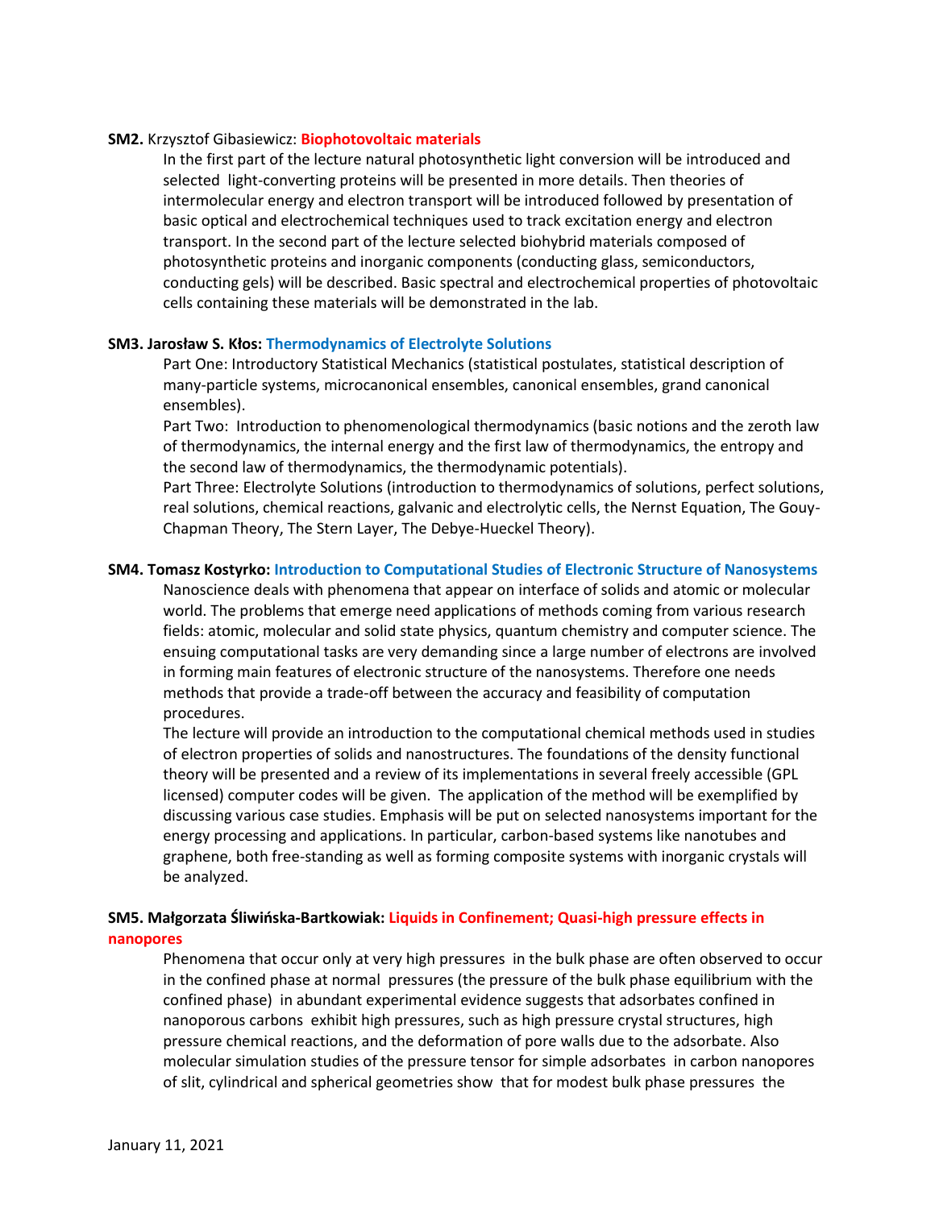**SM2.** Krzysztof Gibasiewicz: **Biophotovoltaic materials**

In the first part of the lecture natural photosynthetic light conversion will be introduced and selected light-converting proteins will be presented in more details. Then theories of intermolecular energy and electron transport will be introduced followed by presentation of basic optical and electrochemical techniques used to track excitation energy and electron transport. In the second part of the lecture selected biohybrid materials composed of photosynthetic proteins and inorganic components (conducting glass, semiconductors, conducting gels) will be described. Basic spectral and electrochemical properties of photovoltaic cells containing these materials will be demonstrated in the lab.

**SM3. Jarosław S. Kłos: Thermodynamics of Electrolyte Solutions**

Part One: Introductory Statistical Mechanics (statistical postulates, statistical description of many-particle systems, microcanonical ensembles, canonical ensembles, grand canonical ensembles).

Part Two: Introduction to phenomenological thermodynamics (basic notions and the zeroth law of thermodynamics, the internal energy and the first law of thermodynamics, the entropy and the second law of thermodynamics, the thermodynamic potentials).

Part Three: Electrolyte Solutions (introduction to thermodynamics of solutions, perfect solutions, real solutions, chemical reactions, galvanic and electrolytic cells, the Nernst Equation, The Gouy-Chapman Theory, The Stern Layer, The Debye-Hueckel Theory).

**SM4. Tomasz Kostyrko: Introduction to Computational Studies of Electronic Structure of Nanosystems**

Nanoscience deals with phenomena that appear on interface of solids and atomic or molecular world. The problems that emerge need applications of methods coming from various research fields: atomic, molecular and solid state physics, quantum chemistry and computer science. The ensuing computational tasks are very demanding since a large number of electrons are involved in forming main features of electronic structure of the nanosystems. Therefore one needs methods that provide a trade-off between the accuracy and feasibility of computation procedures.

The lecture will provide an introduction to the computational chemical methods used in studies of electron properties of solids and nanostructures. The foundations of the density functional theory will be presented and a review of its implementations in several freely accessible (GPL licensed) computer codes will be given. The application of the method will be exemplified by discussing various case studies. Emphasis will be put on selected nanosystems important for the energy processing and applications. In particular, carbon-based systems like nanotubes and graphene, both free-standing as well as forming composite systems with inorganic crystals will be analyzed.

**SM5. Małgorzata Śliwińska-Bartkowiak: Liquids in Confinement; Quasi-high pressure effects in nanopores**

Phenomena that occur only at very high pressures in the bulk phase are often observed to occur in the confined phase at normal pressures (the pressure of the bulk phase equilibrium with the confined phase) in abundant experimental evidence suggests that adsorbates confined in nanoporous carbons exhibit high pressures, such as high pressure crystal structures, high pressure chemical reactions, and the deformation of pore walls due to the adsorbate. Also molecular simulation studies of the pressure tensor for simple adsorbates in carbon nanopores of slit, cylindrical and spherical geometries show that for modest bulk phase pressures the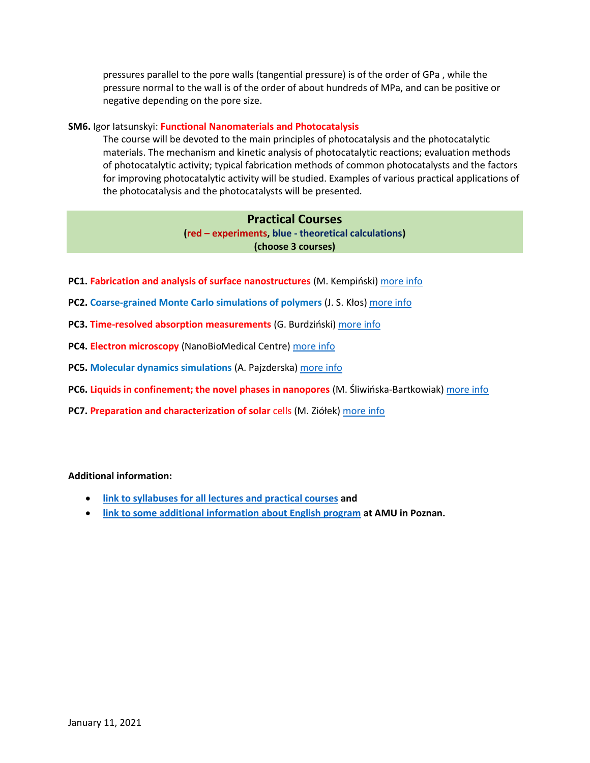pressures parallel to the pore walls (tangential pressure) is of the order of GPa , while the pressure normal to the wall is of the order of about hundreds of MPa, and can be positive or negative depending on the pore size.

**SM6.** Igor Iatsunskyi: **Functional Nanomaterials and Photocatalysis**

The course will be devoted to the main principles of photocatalysis and the photocatalytic materials. The mechanism and kinetic analysis of photocatalytic reactions; evaluation methods of photocatalytic activity; typical fabrication methods of common photocatalysts and the factors for improving photocatalytic activity will be studied. Examples of various practical applications of the photocatalysis and the photocatalysts will be presented.

## Practical Courses

**(red – experiments, blue - theoretical calculations)**

**(choose 3 courses)**

**PC1. Fabrication and analysis of surface nanostructures** (M. Kempiński) more info

**PC2. Coarse-grained Monte Carlo simulations of polymers** (J. S. Kłos) more info

**PC3. Time-resolved absorption measurements** (G. Burdziński) more info

**PC4. Electron microscopy** (NanoBioMedical Centre) more info

**PC5. Molecular dynamics simulations** (A. Pajzderska) more info

**PC6. Liquids in confinement; the novel phases in nanopores** (M. Śliwińska-Bartkowiak) more info

**PC7. Preparation and characterization of solar** cells (M. Ziółek) more info

**Additional information:**

- **link to syllabuses for all lectures and practical courses and**
- **link to some additional information about English program at AMU in Poznan.**

January 11, 2021